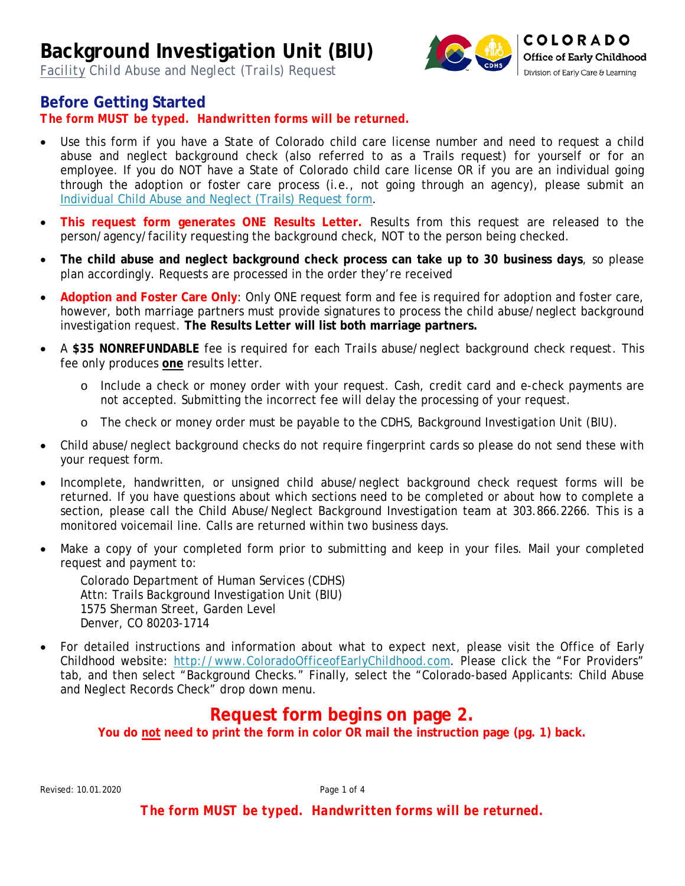# Background Investigation Unit (BIU)

Facility Child Abuse and Neglect (Trails) Request

COLORADO
Office of Early Childhood
Division of Early Care & Learning

## Before Getting Started

***The form MUST be typed. Handwritten forms will be returned.***

- Use this form if you have a State of Colorado child care license number and need to request a child abuse and neglect background check (also referred to as a Trails request) for yourself or for an employee. If you do NOT have a State of Colorado child care license OR if you are an individual going through the adoption or foster care process (i.e., not going through an agency), please submit an Individual Child Abuse and Neglect (Trails) Request form.
- **This request form generates ONE Results Letter.** Results from this request are released to the person/agency/facility requesting the background check, NOT to the person being checked.
- **The child abuse and neglect background check process can take up to 30 business days**, so please plan accordingly. Requests are processed in the order they're received
- **Adoption and Foster Care Only**: Only ONE request form and fee is required for adoption and foster care, however, both marriage partners must provide signatures to process the child abuse/neglect background investigation request. **The Results Letter will list both marriage partners.**
- A **$35 NONREFUNDABLE** fee is required for each Trails abuse/neglect background check request. This fee only produces **one** results letter.
  - Include a check or money order with your request. Cash, credit card and e-check payments are not accepted. Submitting the incorrect fee will delay the processing of your request.
  - The check or money order must be payable to the CDHS, Background Investigation Unit (BIU).
- Child abuse/neglect background checks do not require fingerprint cards so please do not send these with your request form.
- Incomplete, handwritten, or unsigned child abuse/neglect background check request forms will be returned. If you have questions about which sections need to be completed or about how to complete a section, please call the Child Abuse/Neglect Background Investigation team at 303.866.2266. This is a monitored voicemail line. Calls are returned within two business days.
- Make a copy of your completed form prior to submitting and keep in your files. Mail your completed request and payment to:

  Colorado Department of Human Services (CDHS)
  Attn: Trails Background Investigation Unit (BIU)
  1575 Sherman Street, Garden Level
  Denver, CO 80203-1714

- For detailed instructions and information about what to expect next, please visit the Office of Early Childhood website: http://www.ColoradoOfficeofEarlyChildhood.com. Please click the "For Providers" tab, and then select "Background Checks." Finally, select the "Colorado-based Applicants: Child Abuse and Neglect Records Check" drop down menu.

**Request form begins on page 2.**

**You do not need to print the form in color OR mail the instruction page (pg. 1) back.**

Revised: 10.01.2020

***The form MUST be typed. Handwritten forms will be returned.***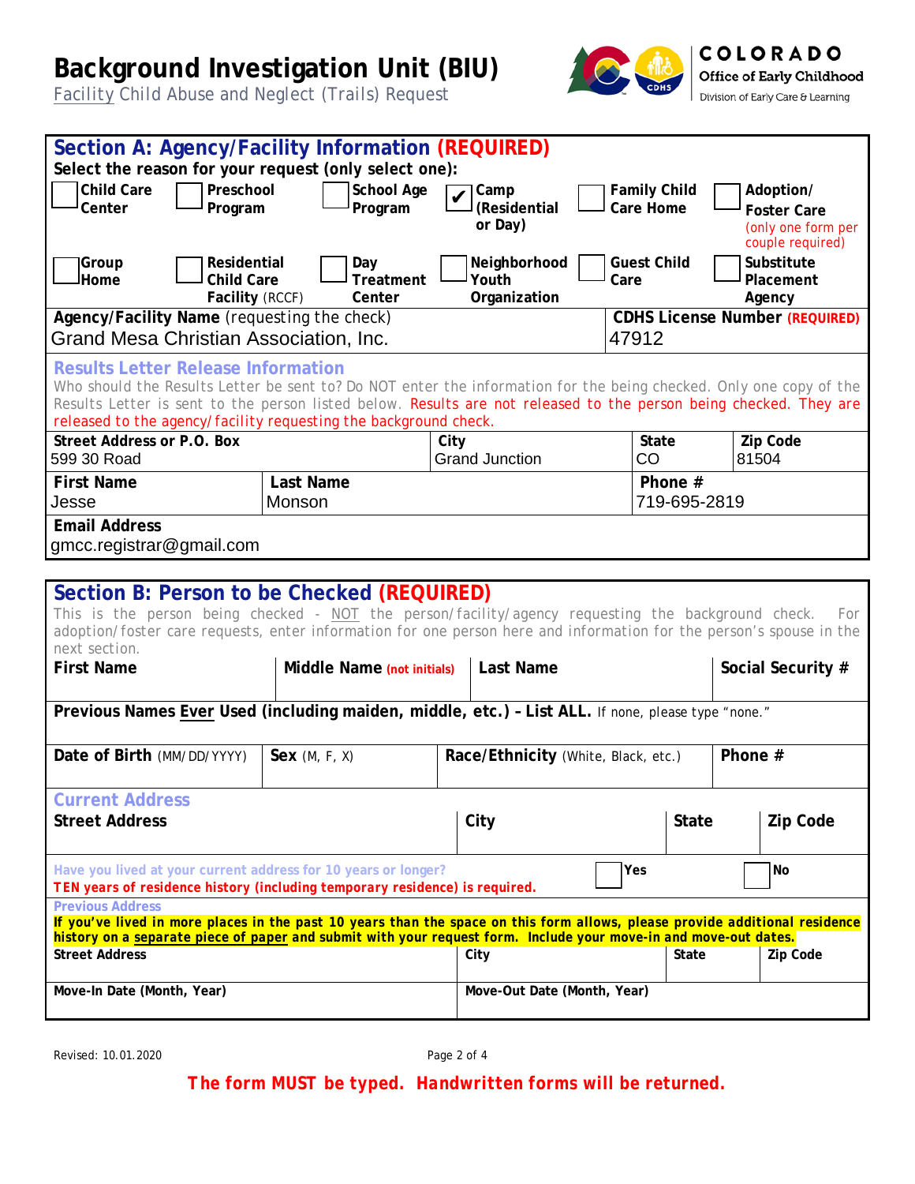# Background Investigation Unit (BIU)

Facility Child Abuse and Neglect (Trails) Request

COLORADO
Office of Early Childhood
Division of Early Care & Learning

## Section A: Agency/Facility Information (REQUIRED)

**Select the reason for your request (only select one):**

- [ ] Child Care Center
- [ ] Preschool Program
- [ ] School Age Program
- [x] Camp (Residential or Day)
- [ ] Family Child Care Home
- [ ] Adoption/ Foster Care (only one form per couple required)
- [ ] Group Home
- [ ] Residential Child Care Facility (RCCF)
- [ ] Day Treatment Center
- [ ] Neighborhood Youth Organization
- [ ] Guest Child Care
- [ ] Substitute Placement Agency

| **Agency/Facility Name** (requesting the check) | **CDHS License Number (REQUIRED)** |
|---|---|
| Grand Mesa Christian Association, Inc. | 47912 |

### Results Letter Release Information

Who should the Results Letter be sent to? Do NOT enter the information for the being checked. Only one copy of the Results Letter is sent to the person listed below. Results are not released to the person being checked. They are released to the agency/facility requesting the background check.

| **Street Address or P.O. Box** | **City** | **State** | **Zip Code** |
|---|---|---|---|
| 599 30 Road | Grand Junction | CO | 81504 |

| **First Name** | **Last Name** | **Phone #** |
|---|---|---|
| Jesse | Monson | 719-695-2819 |

| **Email Address** |
|---|
| gmcc.registrar@gmail.com |

## Section B: Person to be Checked (REQUIRED)

This is the person being checked - NOT the person/facility/agency requesting the background check. For adoption/foster care requests, enter information for one person here and information for the person's spouse in the next section.

| **First Name** | **Middle Name** (not initials) | **Last Name** | **Social Security #** |
|---|---|---|---|
| | | | |

| **Previous Names Ever Used (including maiden, middle, etc.) – List ALL.** If none, please type "none." |
|---|
| |

| **Date of Birth** (MM/DD/YYYY) | **Sex** (M, F, X) | **Race/Ethnicity** (White, Black, etc.) | **Phone #** |
|---|---|---|---|
| | | | |

### Current Address

| **Street Address** | **City** | **State** | **Zip Code** |
|---|---|---|---|
| | | | |

Have you lived at your current address for 10 years or longer? [ ] Yes [ ] No

**TEN years of residence history (including temporary residence) is required.**

### Previous Address

**If you've lived in more places in the past 10 years than the space on this form allows, please provide additional residence history on a separate piece of paper and submit with your request form. Include your move-in and move-out dates.**

| **Street Address** | **City** | **State** | **Zip Code** |
|---|---|---|---|
| | | | |

| **Move-In Date (Month, Year)** | **Move-Out Date (Month, Year)** |
|---|---|
| | |

Revised: 10.01.2020

**The form MUST be typed. Handwritten forms will be returned.**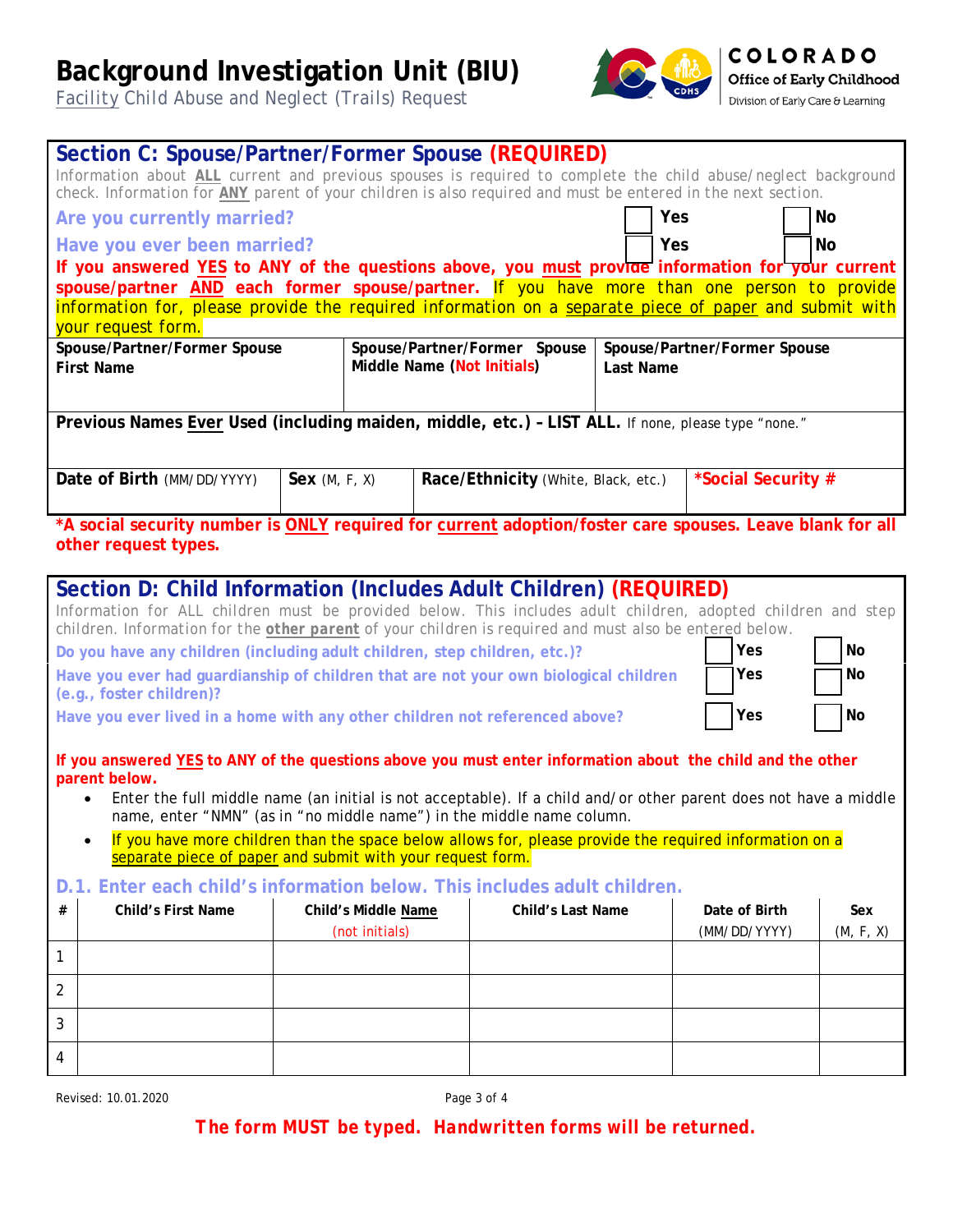# Background Investigation Unit (BIU)

Facility Child Abuse and Neglect (Trails) Request

COLORADO
Office of Early Childhood
Division of Early Care & Learning

## Section C: Spouse/Partner/Former Spouse (REQUIRED)

Information about **ALL** current and previous spouses is required to complete the child abuse/neglect background check. Information for **ANY** parent of your children is also required and must be entered in the next section.

**Are you currently married?** ☐ Yes ☐ No

**Have you ever been married?** ☐ Yes ☐ No

**If you answered YES to ANY of the questions above, you must provide information for your current spouse/partner AND each former spouse/partner.** If you have more than one person to provide information for, please provide the required information on a separate piece of paper and submit with your request form.

| Spouse/Partner/Former Spouse First Name | Spouse/Partner/Former Spouse Middle Name (Not Initials) | Spouse/Partner/Former Spouse Last Name |
|---|---|---|
| | | |

| Previous Names Ever Used (including maiden, middle, etc.) – LIST ALL. If none, please type "none." |
|---|
| |

| Date of Birth (MM/DD/YYYY) | Sex (M, F, X) | Race/Ethnicity (White, Black, etc.) | *Social Security # |
|---|---|---|---|
| | | | |

**\*A social security number is ONLY required for current adoption/foster care spouses. Leave blank for all other request types.**

## Section D: Child Information (Includes Adult Children) (REQUIRED)

Information for ALL children must be provided below. This includes adult children, adopted children and step children. Information for the ***other parent*** of your children is required and must also be entered below.

**Do you have any children (including adult children, step children, etc.)?** ☐ Yes ☐ No

**Have you ever had guardianship of children that are not your own biological children (e.g., foster children)?** ☐ Yes ☐ No

**Have you ever lived in a home with any other children not referenced above?** ☐ Yes ☐ No

**If you answered YES to ANY of the questions above you must enter information about the child and the other parent below.**

- Enter the full middle name (an initial is not acceptable). If a child and/or other parent does not have a middle name, enter "NMN" (as in "no middle name") in the middle name column.
- If you have more children than the space below allows for, please provide the required information on a separate piece of paper and submit with your request form.

### D.1. Enter each child's information below. This includes adult children.

| # | Child's First Name | Child's Middle Name (not initials) | Child's Last Name | Date of Birth (MM/DD/YYYY) | Sex (M, F, X) |
|---|---|---|---|---|---|
| 1 | | | | | |
| 2 | | | | | |
| 3 | | | | | |
| 4 | | | | | |

Revised: 10.01.2020

**The form MUST be typed. Handwritten forms will be returned.**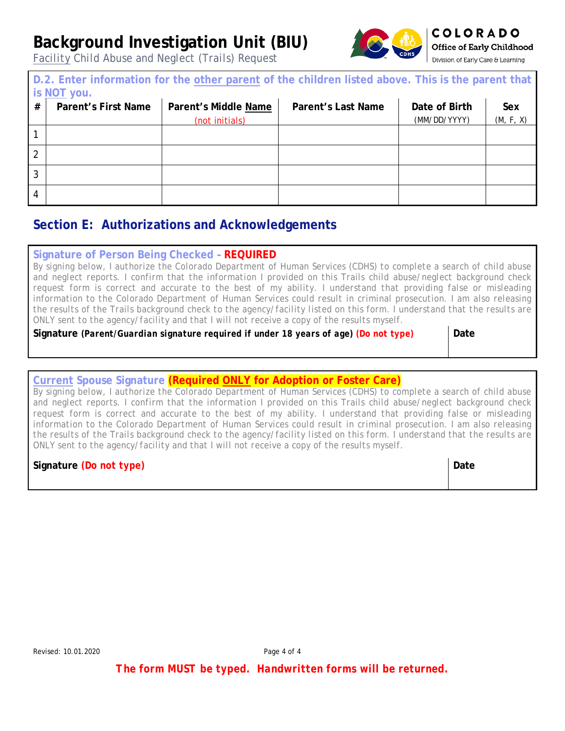# Background Investigation Unit (BIU)

Facility Child Abuse and Neglect (Trails) Request

COLORADO
Office of Early Childhood
Division of Early Care & Learning

**D.2. Enter information for the other parent of the children listed above. This is the parent that is NOT you.**

| # | Parent's First Name | Parent's Middle Name (not initials) | Parent's Last Name | Date of Birth (MM/DD/YYYY) | Sex (M, F, X) |
|---|---|---|---|---|---|
| 1 | | | | | |
| 2 | | | | | |
| 3 | | | | | |
| 4 | | | | | |

## Section E: Authorizations and Acknowledgements

**Signature of Person Being Checked – REQUIRED**

By signing below, I authorize the Colorado Department of Human Services (CDHS) to complete a search of child abuse and neglect reports. I confirm that the information I provided on this Trails child abuse/neglect background check request form is correct and accurate to the best of my ability. I understand that providing false or misleading information to the Colorado Department of Human Services could result in criminal prosecution. I am also releasing the results of the Trails background check to the agency/facility listed on this form. I understand that the results are ONLY sent to the agency/facility and that I will not receive a copy of the results myself.

| Signature (Parent/Guardian signature required if under 18 years of age) (Do not type) | Date |
|---|---|
| | |

**Current Spouse Signature (Required ONLY for Adoption or Foster Care)**

By signing below, I authorize the Colorado Department of Human Services (CDHS) to complete a search of child abuse and neglect reports. I confirm that the information I provided on this Trails child abuse/neglect background check request form is correct and accurate to the best of my ability. I understand that providing false or misleading information to the Colorado Department of Human Services could result in criminal prosecution. I am also releasing the results of the Trails background check to the agency/facility listed on this form. I understand that the results are ONLY sent to the agency/facility and that I will not receive a copy of the results myself.

| Signature (Do not type) | Date |
|---|---|
| | |

Revised: 10.01.2020

**The form MUST be typed. Handwritten forms will be returned.**